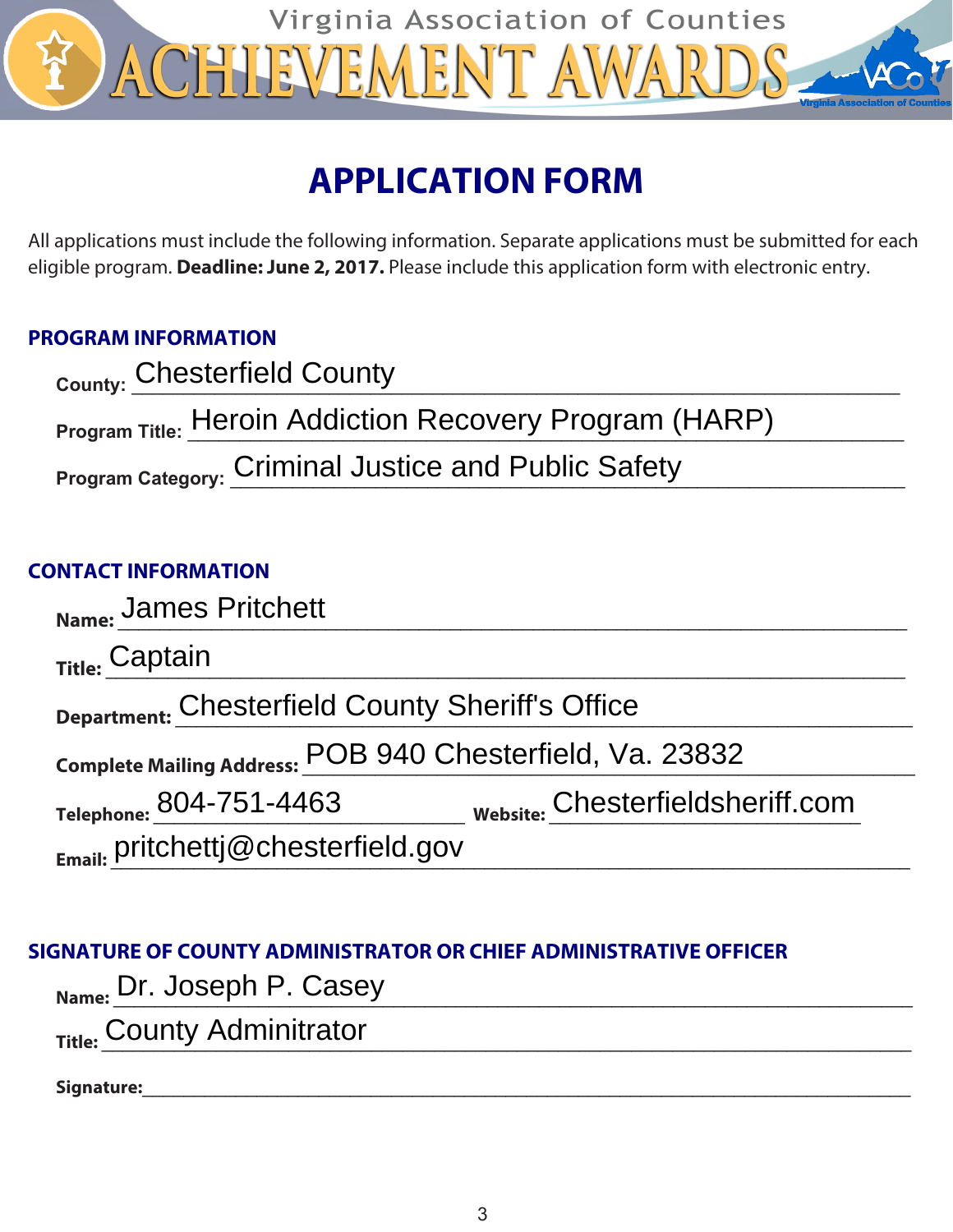# Virginia Association of Counties ACHIEVEMENT AWARDS

# APPLICATION FORM

All applications must include the following information. Separate applications must be submitted for each eligible program. **Deadline: June 2, 2017.** Please include this application form with electronic entry.

## PROGRAM INFORMATION

**County:** Chesterfield County

**Program Title:** Heroin Addiction Recovery Program (HARP)

**Program Category:** Criminal Justice and Public Safety

## CONTACT INFORMATION

**Name:** James Pritchett

**Title:** Captain

**Department:** Chesterfield County Sheriff's Office

**Complete Mailing Address:** POB 940 Chesterfield, Va. 23832

**Telephone:** 804-751-4463 **Website:** Chesterfieldsheriff.com

**Email:** pritchettj@chesterfield.gov

## SIGNATURE OF COUNTY ADMINISTRATOR OR CHIEF ADMINISTRATIVE OFFICER

**Name:** Dr. Joseph P. Casey

**Title:** County Adminitrator

**Signature:**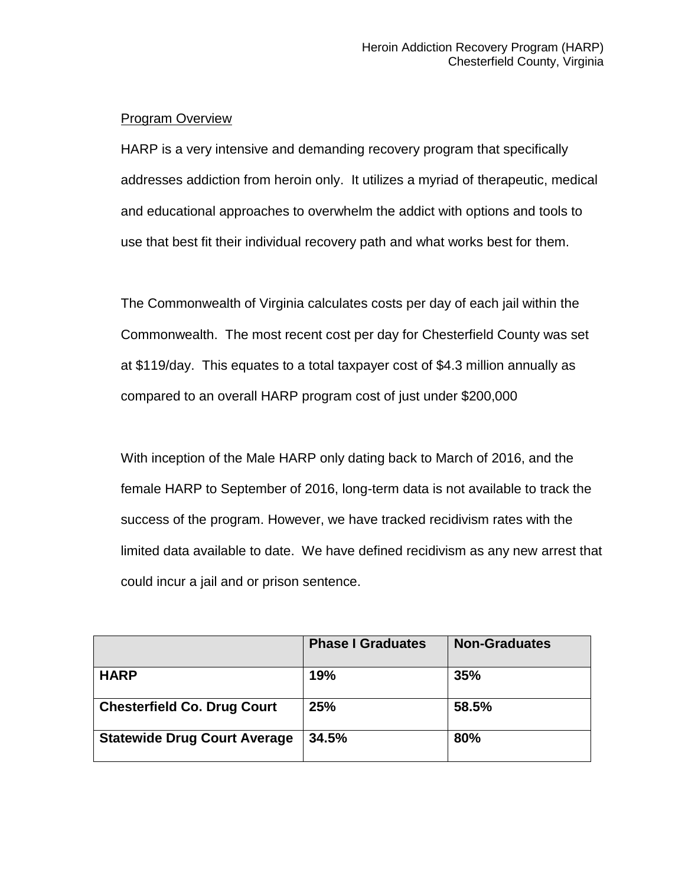## Program Overview

HARP is a very intensive and demanding recovery program that specifically addresses addiction from heroin only. It utilizes a myriad of therapeutic, medical and educational approaches to overwhelm the addict with options and tools to use that best fit their individual recovery path and what works best for them.

The Commonwealth of Virginia calculates costs per day of each jail within the Commonwealth. The most recent cost per day for Chesterfield County was set at $119/day. This equates to a total taxpayer cost of $4.3 million annually as compared to an overall HARP program cost of just under $200,000

With inception of the Male HARP only dating back to March of 2016, and the female HARP to September of 2016, long-term data is not available to track the success of the program. However, we have tracked recidivism rates with the limited data available to date. We have defined recidivism as any new arrest that could incur a jail and or prison sentence.

| | **Phase I Graduates** | **Non-Graduates** |
|---|---|---|
| **HARP** | **19%** | **35%** |
| **Chesterfield Co. Drug Court** | **25%** | **58.5%** |
| **Statewide Drug Court Average** | **34.5%** | **80%** |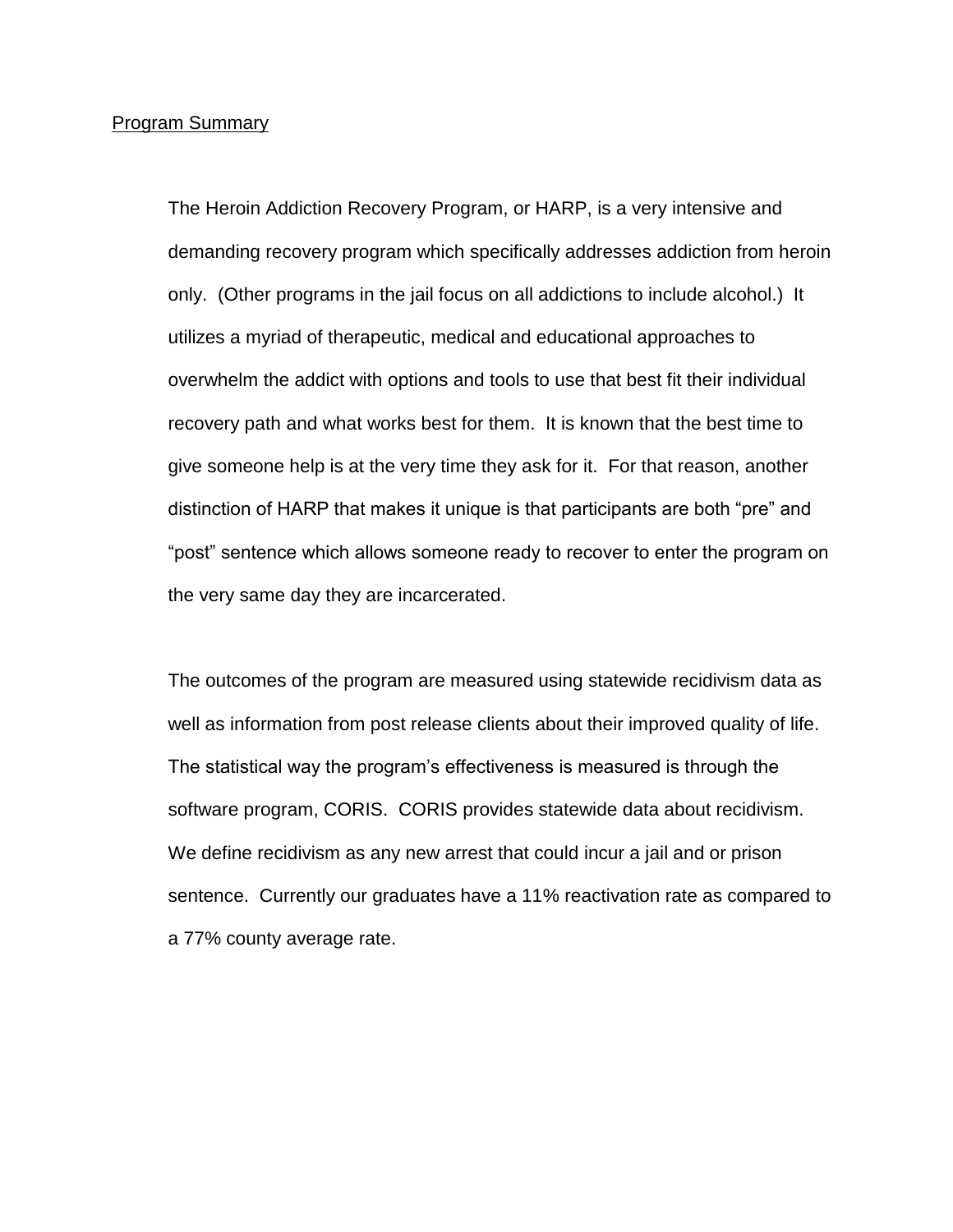## Program Summary

The Heroin Addiction Recovery Program, or HARP, is a very intensive and demanding recovery program which specifically addresses addiction from heroin only. (Other programs in the jail focus on all addictions to include alcohol.) It utilizes a myriad of therapeutic, medical and educational approaches to overwhelm the addict with options and tools to use that best fit their individual recovery path and what works best for them. It is known that the best time to give someone help is at the very time they ask for it. For that reason, another distinction of HARP that makes it unique is that participants are both "pre" and "post" sentence which allows someone ready to recover to enter the program on the very same day they are incarcerated.

The outcomes of the program are measured using statewide recidivism data as well as information from post release clients about their improved quality of life. The statistical way the program's effectiveness is measured is through the software program, CORIS. CORIS provides statewide data about recidivism. We define recidivism as any new arrest that could incur a jail and or prison sentence. Currently our graduates have a 11% reactivation rate as compared to a 77% county average rate.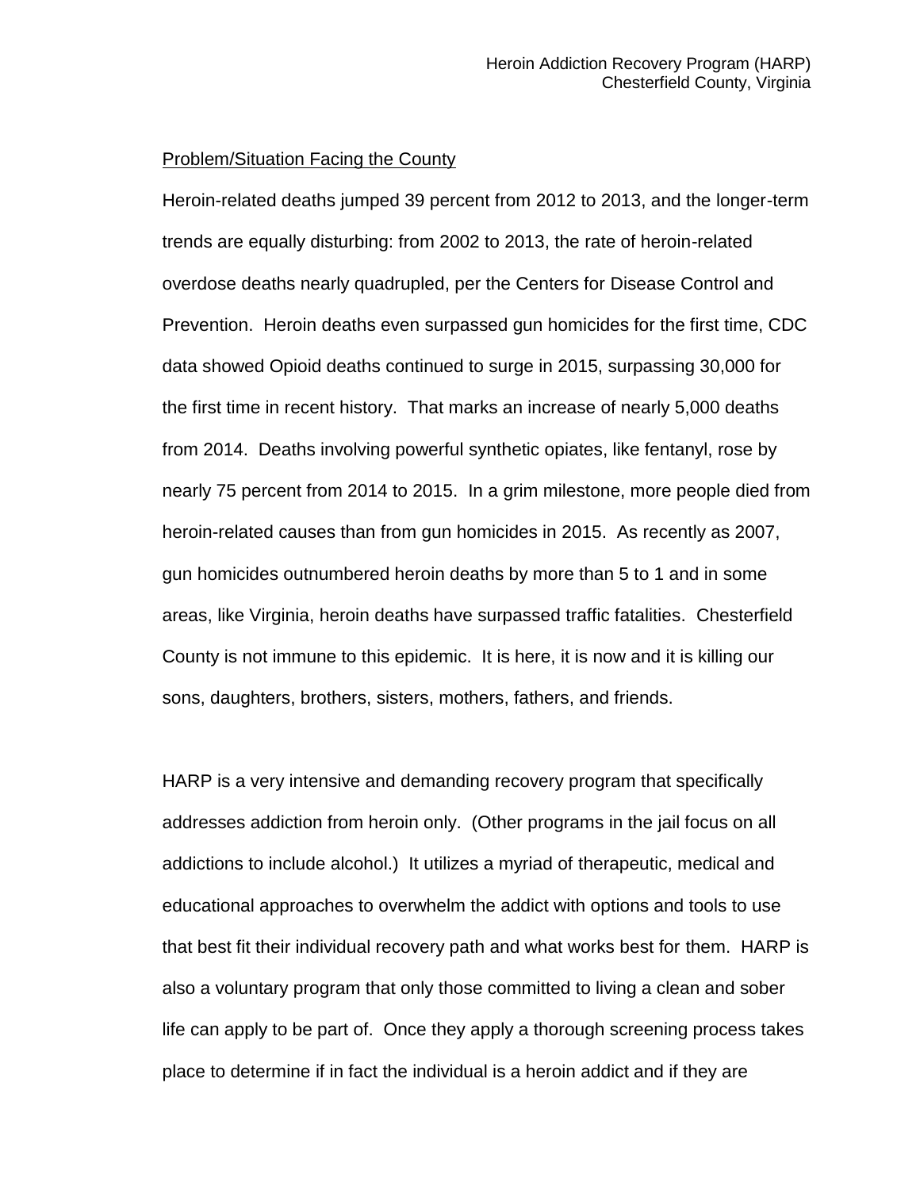Problem/Situation Facing the County

Heroin-related deaths jumped 39 percent from 2012 to 2013, and the longer-term trends are equally disturbing: from 2002 to 2013, the rate of heroin-related overdose deaths nearly quadrupled, per the Centers for Disease Control and Prevention. Heroin deaths even surpassed gun homicides for the first time, CDC data showed Opioid deaths continued to surge in 2015, surpassing 30,000 for the first time in recent history. That marks an increase of nearly 5,000 deaths from 2014. Deaths involving powerful synthetic opiates, like fentanyl, rose by nearly 75 percent from 2014 to 2015. In a grim milestone, more people died from heroin-related causes than from gun homicides in 2015. As recently as 2007, gun homicides outnumbered heroin deaths by more than 5 to 1 and in some areas, like Virginia, heroin deaths have surpassed traffic fatalities. Chesterfield County is not immune to this epidemic. It is here, it is now and it is killing our sons, daughters, brothers, sisters, mothers, fathers, and friends.

HARP is a very intensive and demanding recovery program that specifically addresses addiction from heroin only. (Other programs in the jail focus on all addictions to include alcohol.) It utilizes a myriad of therapeutic, medical and educational approaches to overwhelm the addict with options and tools to use that best fit their individual recovery path and what works best for them. HARP is also a voluntary program that only those committed to living a clean and sober life can apply to be part of. Once they apply a thorough screening process takes place to determine if in fact the individual is a heroin addict and if they are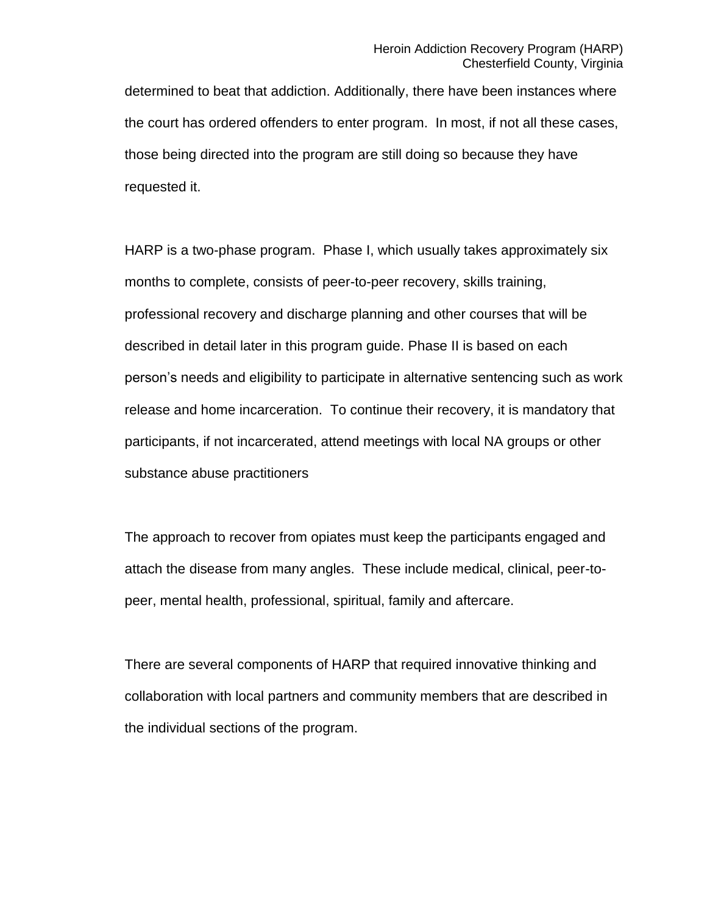determined to beat that addiction. Additionally, there have been instances where the court has ordered offenders to enter program. In most, if not all these cases, those being directed into the program are still doing so because they have requested it.

HARP is a two-phase program. Phase I, which usually takes approximately six months to complete, consists of peer-to-peer recovery, skills training, professional recovery and discharge planning and other courses that will be described in detail later in this program guide. Phase II is based on each person's needs and eligibility to participate in alternative sentencing such as work release and home incarceration. To continue their recovery, it is mandatory that participants, if not incarcerated, attend meetings with local NA groups or other substance abuse practitioners

The approach to recover from opiates must keep the participants engaged and attach the disease from many angles. These include medical, clinical, peer-to-peer, mental health, professional, spiritual, family and aftercare.

There are several components of HARP that required innovative thinking and collaboration with local partners and community members that are described in the individual sections of the program.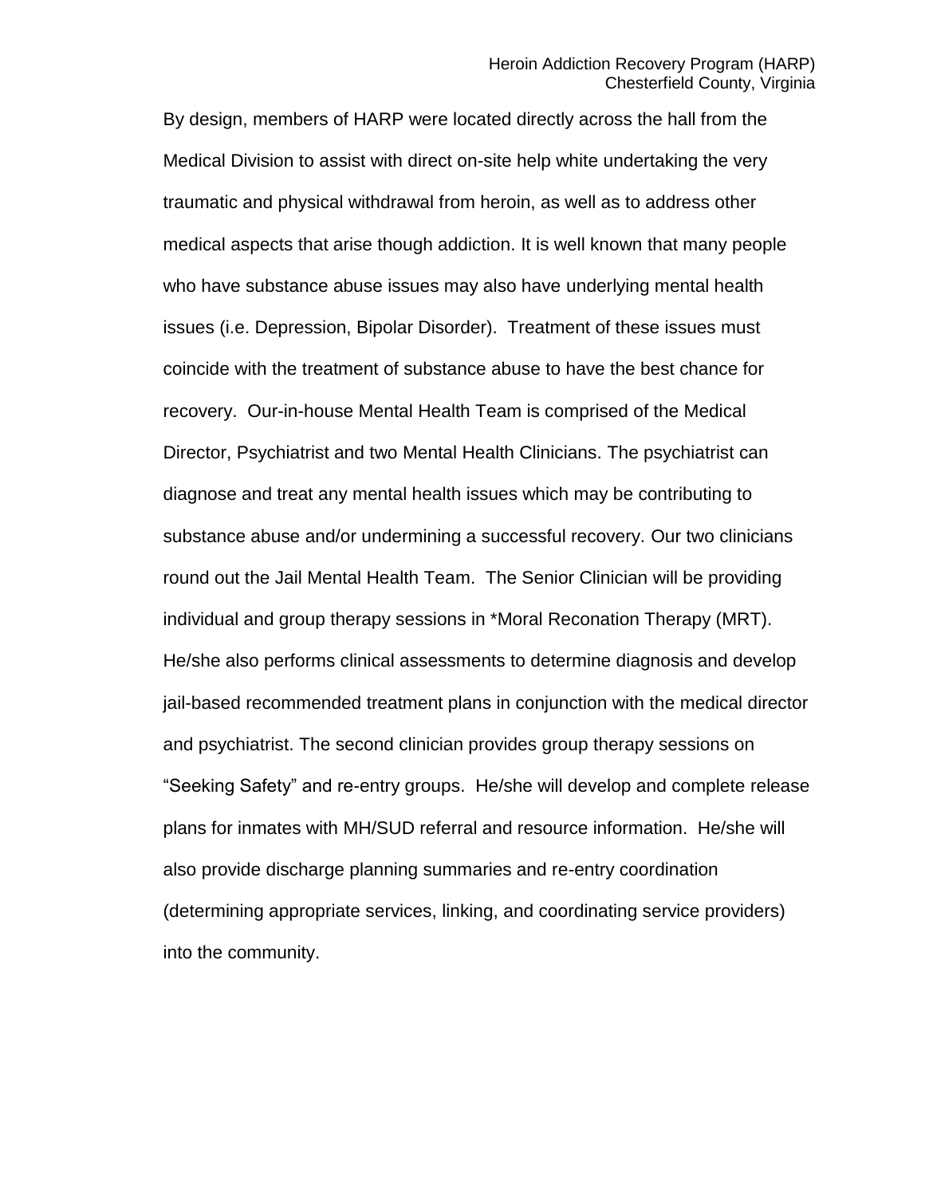By design, members of HARP were located directly across the hall from the Medical Division to assist with direct on-site help white undertaking the very traumatic and physical withdrawal from heroin, as well as to address other medical aspects that arise though addiction. It is well known that many people who have substance abuse issues may also have underlying mental health issues (i.e. Depression, Bipolar Disorder). Treatment of these issues must coincide with the treatment of substance abuse to have the best chance for recovery. Our-in-house Mental Health Team is comprised of the Medical Director, Psychiatrist and two Mental Health Clinicians. The psychiatrist can diagnose and treat any mental health issues which may be contributing to substance abuse and/or undermining a successful recovery. Our two clinicians round out the Jail Mental Health Team. The Senior Clinician will be providing individual and group therapy sessions in *Moral Reconation Therapy (MRT). He/she also performs clinical assessments to determine diagnosis and develop jail-based recommended treatment plans in conjunction with the medical director and psychiatrist. The second clinician provides group therapy sessions on "Seeking Safety" and re-entry groups. He/she will develop and complete release plans for inmates with MH/SUD referral and resource information. He/she will also provide discharge planning summaries and re-entry coordination (determining appropriate services, linking, and coordinating service providers) into the community.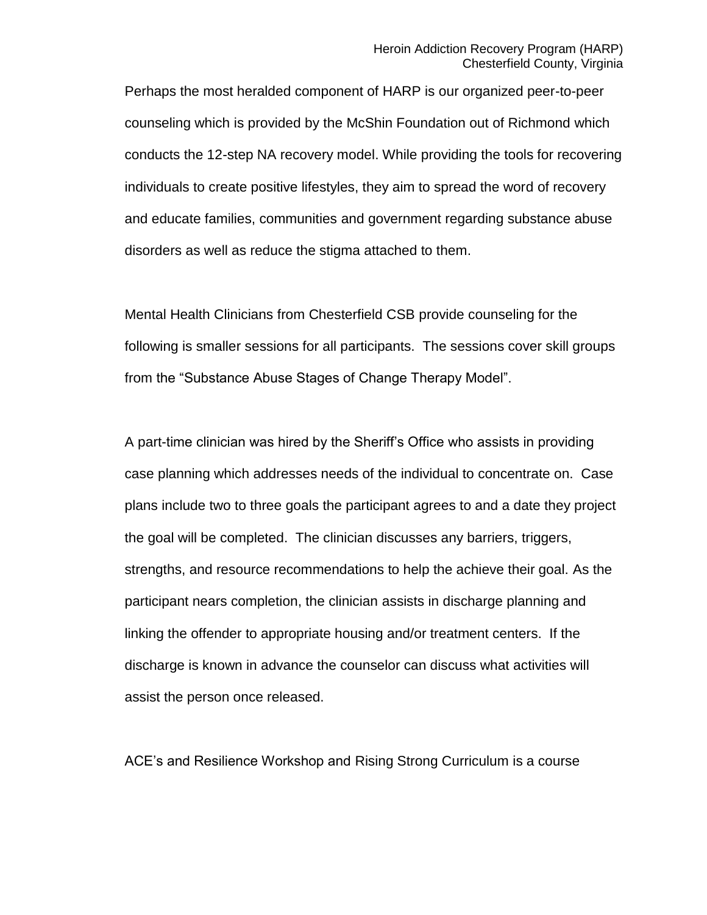Perhaps the most heralded component of HARP is our organized peer-to-peer counseling which is provided by the McShin Foundation out of Richmond which conducts the 12-step NA recovery model. While providing the tools for recovering individuals to create positive lifestyles, they aim to spread the word of recovery and educate families, communities and government regarding substance abuse disorders as well as reduce the stigma attached to them.

Mental Health Clinicians from Chesterfield CSB provide counseling for the following is smaller sessions for all participants. The sessions cover skill groups from the "Substance Abuse Stages of Change Therapy Model".

A part-time clinician was hired by the Sheriff's Office who assists in providing case planning which addresses needs of the individual to concentrate on. Case plans include two to three goals the participant agrees to and a date they project the goal will be completed. The clinician discusses any barriers, triggers, strengths, and resource recommendations to help the achieve their goal. As the participant nears completion, the clinician assists in discharge planning and linking the offender to appropriate housing and/or treatment centers. If the discharge is known in advance the counselor can discuss what activities will assist the person once released.

ACE's and Resilience Workshop and Rising Strong Curriculum is a course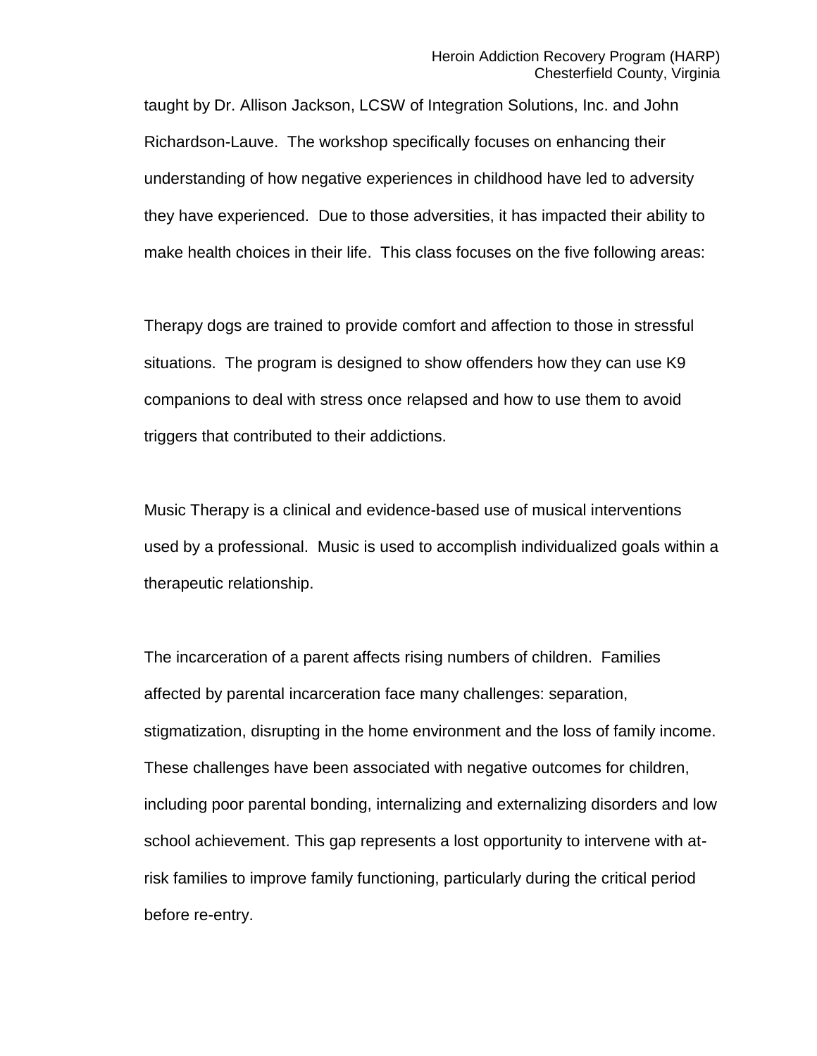taught by Dr. Allison Jackson, LCSW of Integration Solutions, Inc. and John Richardson-Lauve. The workshop specifically focuses on enhancing their understanding of how negative experiences in childhood have led to adversity they have experienced. Due to those adversities, it has impacted their ability to make health choices in their life. This class focuses on the five following areas:

Therapy dogs are trained to provide comfort and affection to those in stressful situations. The program is designed to show offenders how they can use K9 companions to deal with stress once relapsed and how to use them to avoid triggers that contributed to their addictions.

Music Therapy is a clinical and evidence-based use of musical interventions used by a professional. Music is used to accomplish individualized goals within a therapeutic relationship.

The incarceration of a parent affects rising numbers of children. Families affected by parental incarceration face many challenges: separation, stigmatization, disrupting in the home environment and the loss of family income. These challenges have been associated with negative outcomes for children, including poor parental bonding, internalizing and externalizing disorders and low school achievement. This gap represents a lost opportunity to intervene with at-risk families to improve family functioning, particularly during the critical period before re-entry.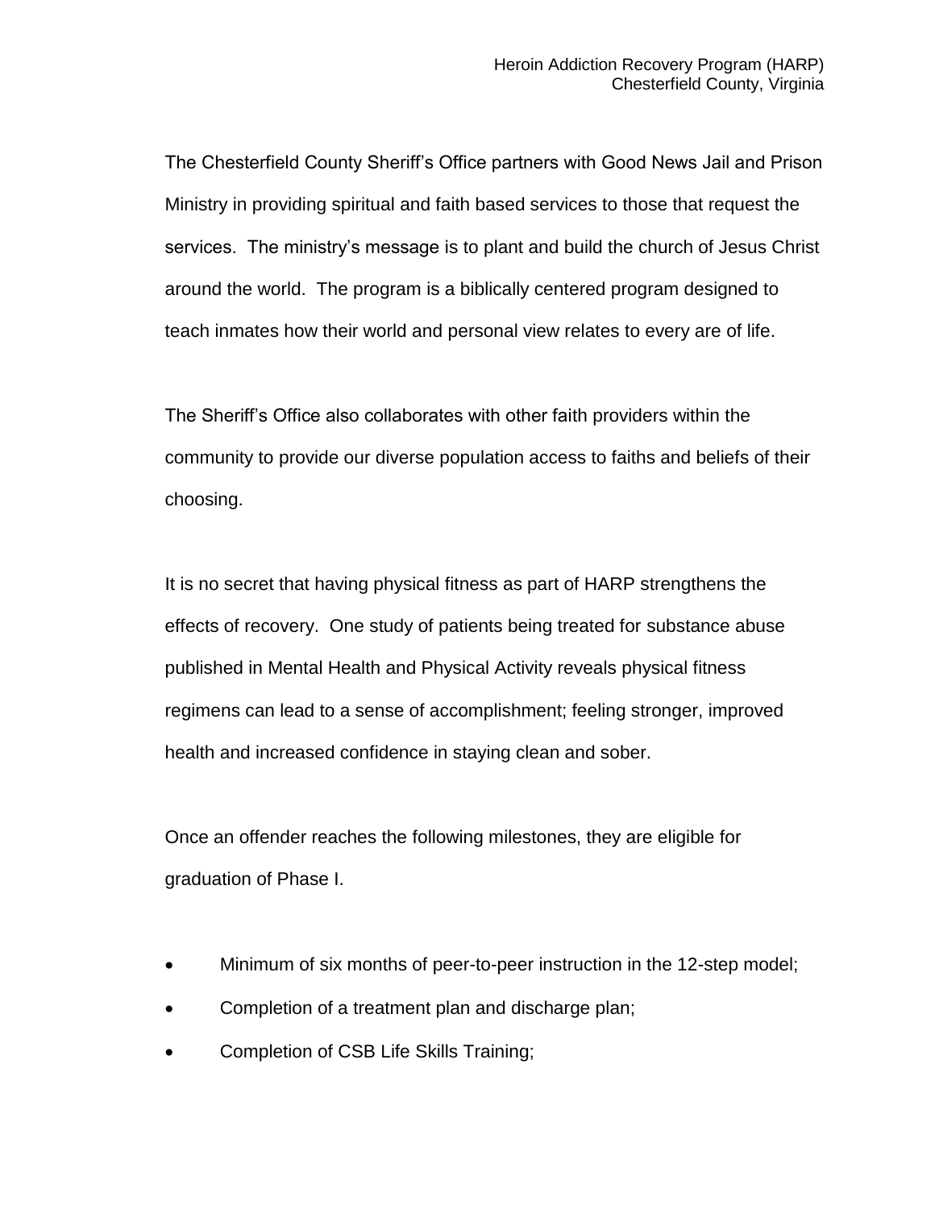The Chesterfield County Sheriff's Office partners with Good News Jail and Prison Ministry in providing spiritual and faith based services to those that request the services. The ministry's message is to plant and build the church of Jesus Christ around the world. The program is a biblically centered program designed to teach inmates how their world and personal view relates to every are of life.

The Sheriff's Office also collaborates with other faith providers within the community to provide our diverse population access to faiths and beliefs of their choosing.

It is no secret that having physical fitness as part of HARP strengthens the effects of recovery. One study of patients being treated for substance abuse published in Mental Health and Physical Activity reveals physical fitness regimens can lead to a sense of accomplishment; feeling stronger, improved health and increased confidence in staying clean and sober.

Once an offender reaches the following milestones, they are eligible for graduation of Phase I.

- Minimum of six months of peer-to-peer instruction in the 12-step model;
- Completion of a treatment plan and discharge plan;
- Completion of CSB Life Skills Training;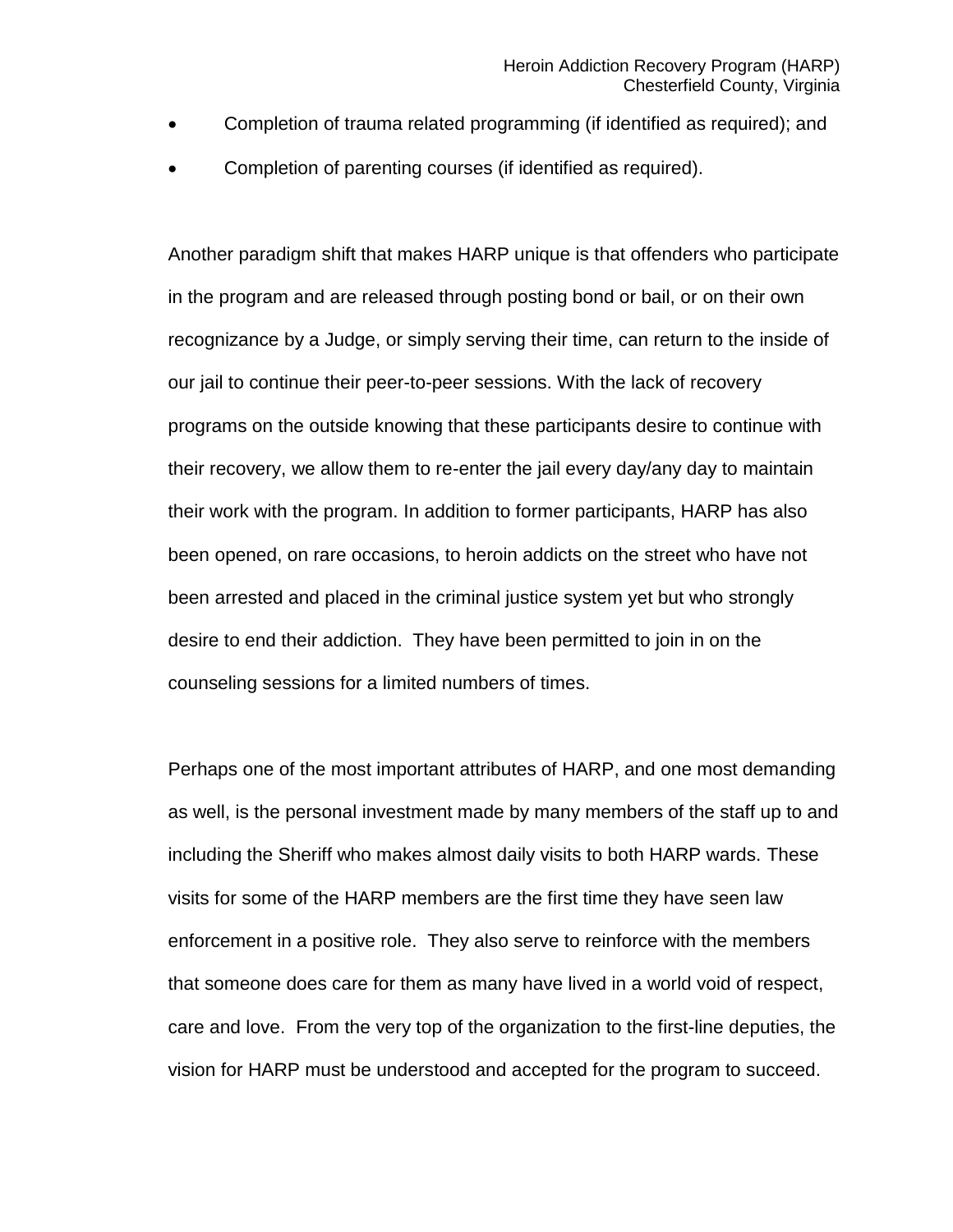- Completion of trauma related programming (if identified as required); and
- Completion of parenting courses (if identified as required).

Another paradigm shift that makes HARP unique is that offenders who participate in the program and are released through posting bond or bail, or on their own recognizance by a Judge, or simply serving their time, can return to the inside of our jail to continue their peer-to-peer sessions. With the lack of recovery programs on the outside knowing that these participants desire to continue with their recovery, we allow them to re-enter the jail every day/any day to maintain their work with the program. In addition to former participants, HARP has also been opened, on rare occasions, to heroin addicts on the street who have not been arrested and placed in the criminal justice system yet but who strongly desire to end their addiction. They have been permitted to join in on the counseling sessions for a limited numbers of times.

Perhaps one of the most important attributes of HARP, and one most demanding as well, is the personal investment made by many members of the staff up to and including the Sheriff who makes almost daily visits to both HARP wards. These visits for some of the HARP members are the first time they have seen law enforcement in a positive role. They also serve to reinforce with the members that someone does care for them as many have lived in a world void of respect, care and love. From the very top of the organization to the first-line deputies, the vision for HARP must be understood and accepted for the program to succeed.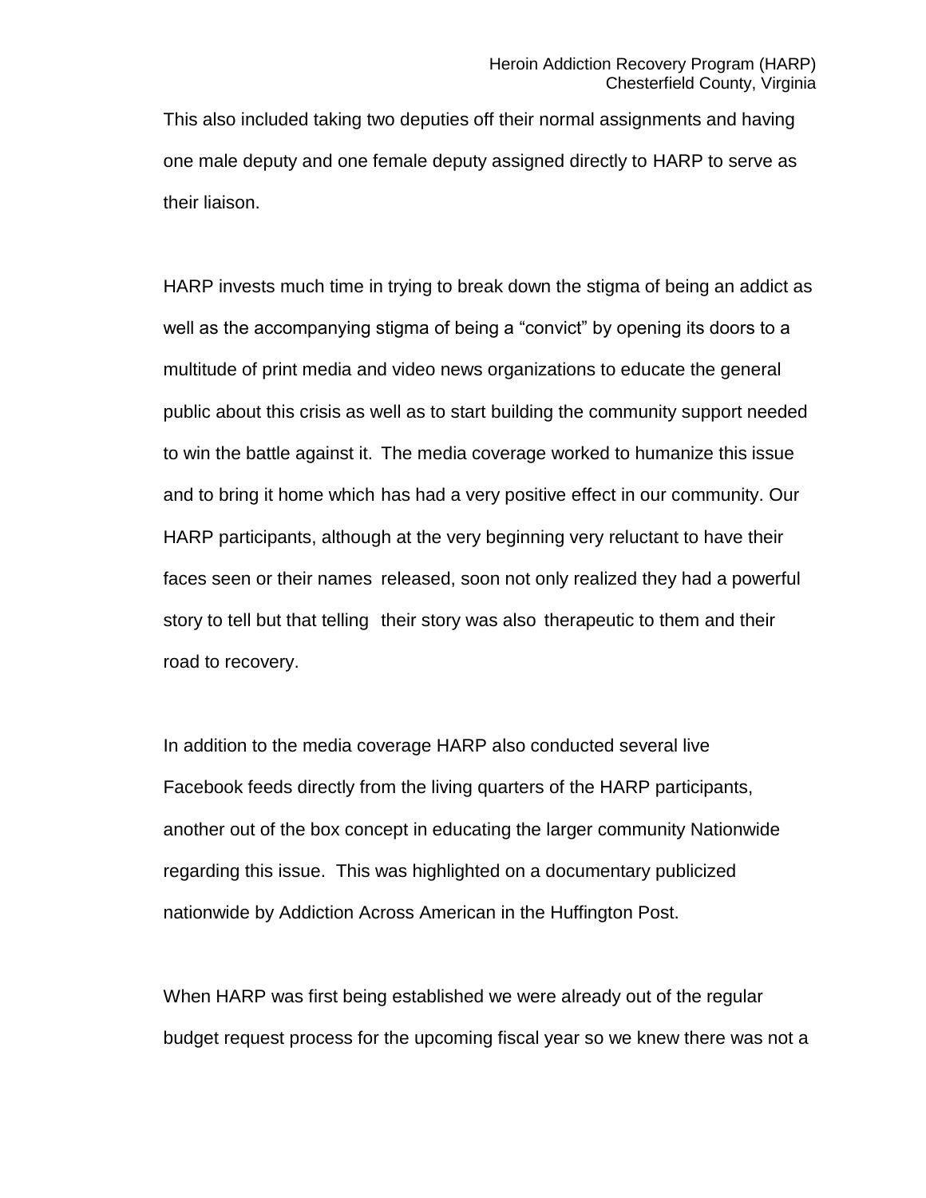This also included taking two deputies off their normal assignments and having one male deputy and one female deputy assigned directly to HARP to serve as their liaison.

HARP invests much time in trying to break down the stigma of being an addict as well as the accompanying stigma of being a "convict" by opening its doors to a multitude of print media and video news organizations to educate the general public about this crisis as well as to start building the community support needed to win the battle against it. The media coverage worked to humanize this issue and to bring it home which has had a very positive effect in our community. Our HARP participants, although at the very beginning very reluctant to have their faces seen or their names released, soon not only realized they had a powerful story to tell but that telling their story was also therapeutic to them and their road to recovery.

In addition to the media coverage HARP also conducted several live Facebook feeds directly from the living quarters of the HARP participants, another out of the box concept in educating the larger community Nationwide regarding this issue. This was highlighted on a documentary publicized nationwide by Addiction Across American in the Huffington Post.

When HARP was first being established we were already out of the regular budget request process for the upcoming fiscal year so we knew there was not a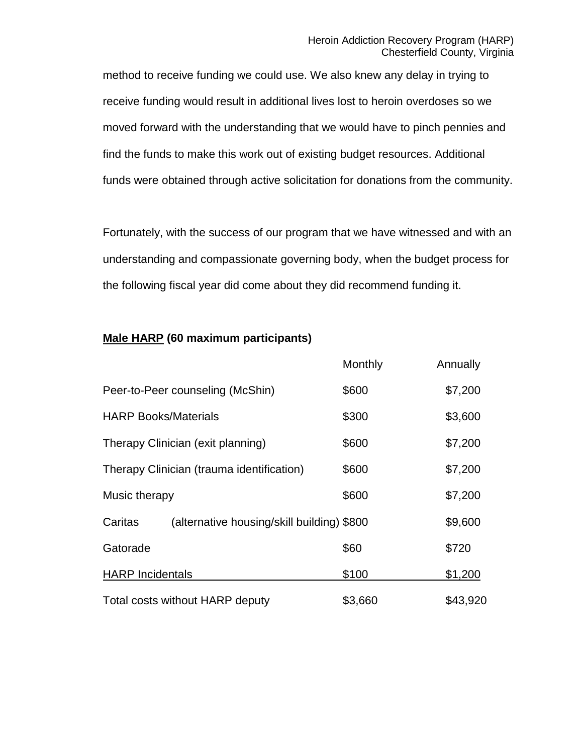method to receive funding we could use. We also knew any delay in trying to receive funding would result in additional lives lost to heroin overdoses so we moved forward with the understanding that we would have to pinch pennies and find the funds to make this work out of existing budget resources. Additional funds were obtained through active solicitation for donations from the community.

Fortunately, with the success of our program that we have witnessed and with an understanding and compassionate governing body, when the budget process for the following fiscal year did come about they did recommend funding it.

**<u>Male HARP</u> (60 maximum participants)**

| | Monthly | Annually |
|---|---|---|
| Peer-to-Peer counseling (McShin) | $600 | $7,200 |
| HARP Books/Materials | $300 | $3,600 |
| Therapy Clinician (exit planning) | $600 | $7,200 |
| Therapy Clinician (trauma identification) | $600 | $7,200 |
| Music therapy | $600 | $7,200 |
| Caritas (alternative housing/skill building) | $800 | $9,600 |
| Gatorade | $60 | $720 |
| HARP Incidentals | $100 | $1,200 |
| Total costs without HARP deputy | $3,660 | $43,920 |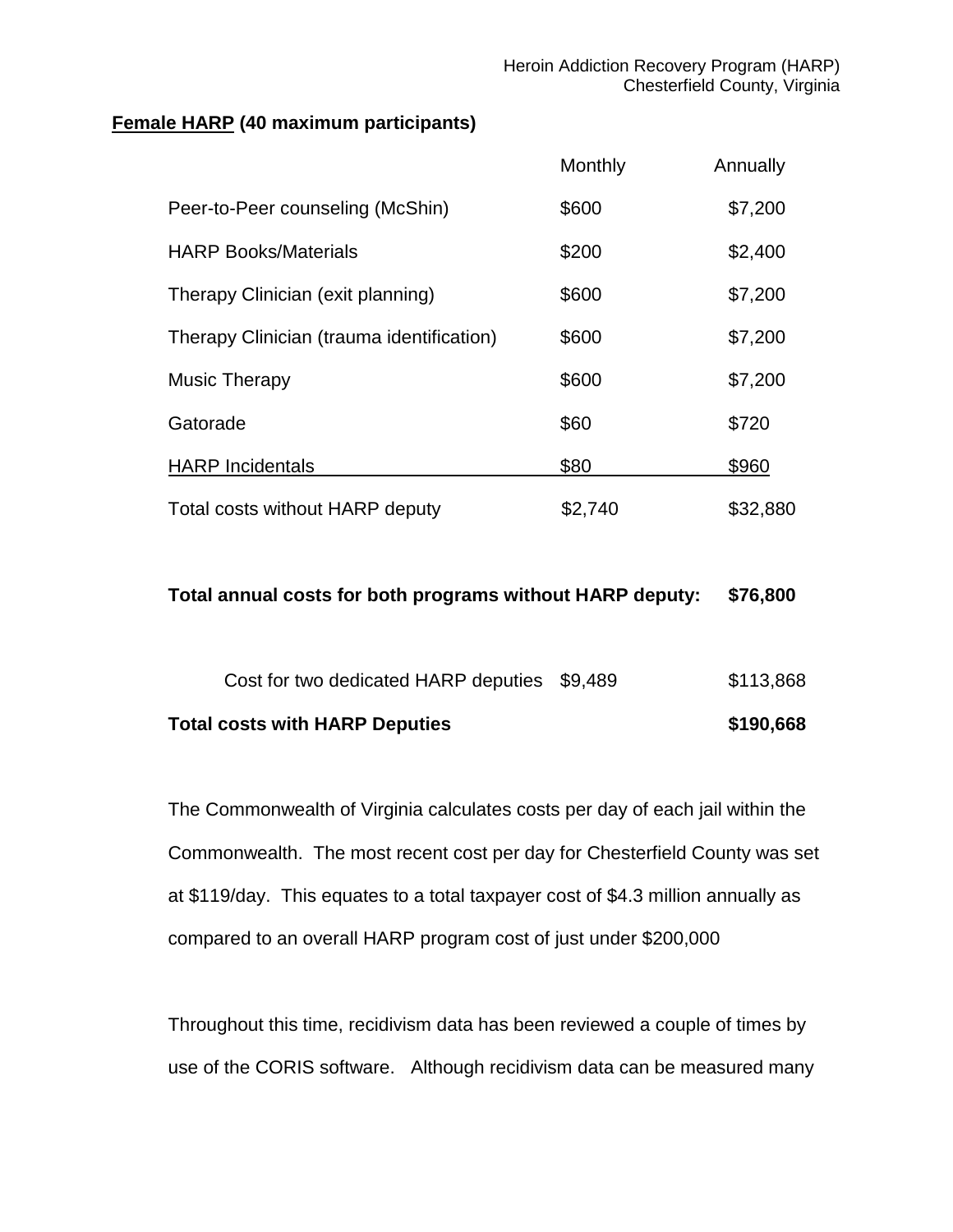**<u>Female HARP</u> (40 maximum participants)**

| | Monthly | Annually |
|---|---|---|
| Peer-to-Peer counseling (McShin) | $600 | $7,200 |
| HARP Books/Materials | $200 | $2,400 |
| Therapy Clinician (exit planning) | $600 | $7,200 |
| Therapy Clinician (trauma identification) | $600 | $7,200 |
| Music Therapy | $600 | $7,200 |
| Gatorade | $60 | $720 |
| HARP Incidentals | $80 | $960 |
| Total costs without HARP deputy | $2,740 | $32,880 |

**Total annual costs for both programs without HARP deputy: $76,800**

| | | |
|---|---|---|
| Cost for two dedicated HARP deputies | $9,489 | $113,868 |
| **Total costs with HARP Deputies** | | **$190,668** |

The Commonwealth of Virginia calculates costs per day of each jail within the Commonwealth. The most recent cost per day for Chesterfield County was set at $119/day. This equates to a total taxpayer cost of $4.3 million annually as compared to an overall HARP program cost of just under $200,000

Throughout this time, recidivism data has been reviewed a couple of times by use of the CORIS software. Although recidivism data can be measured many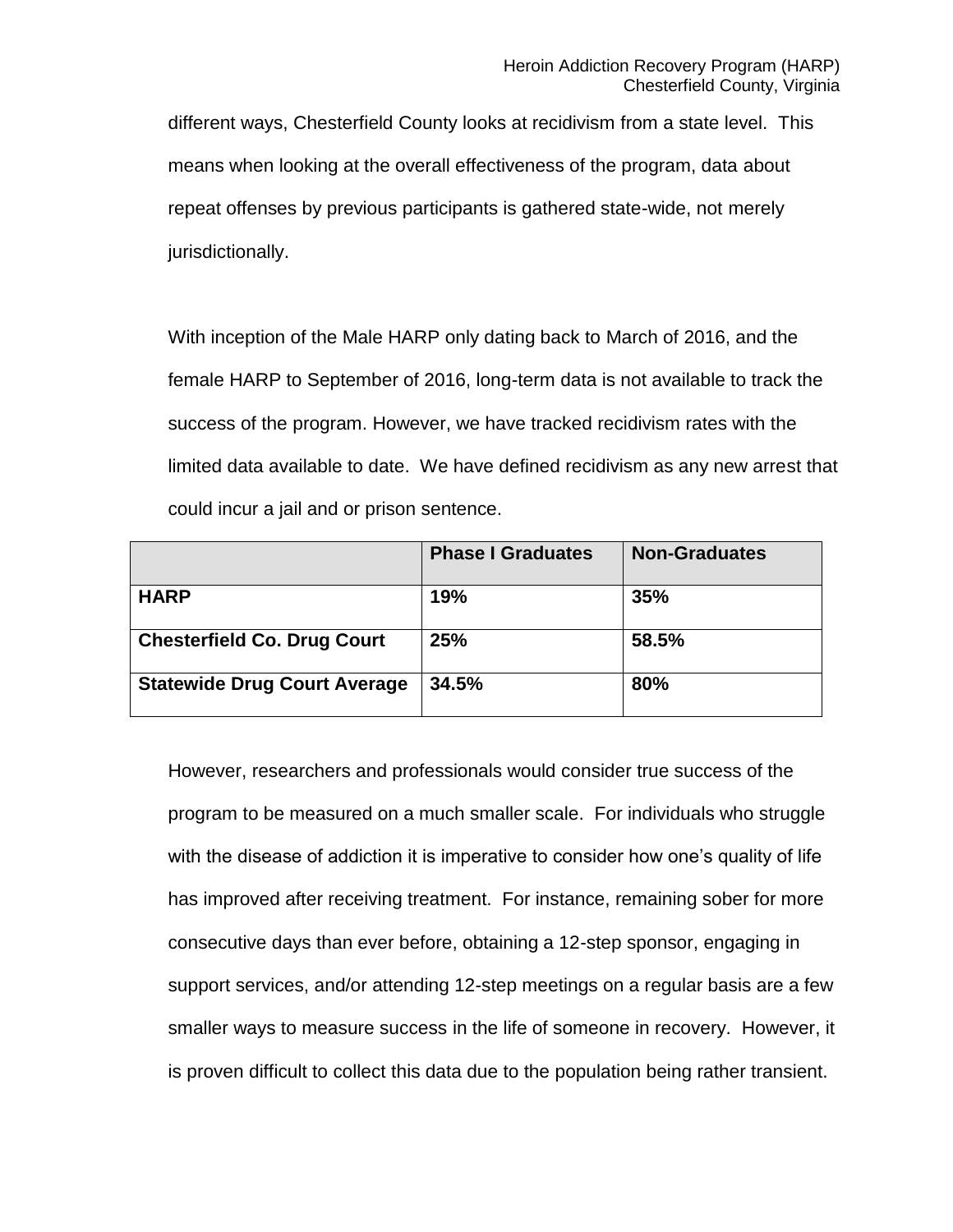different ways, Chesterfield County looks at recidivism from a state level. This means when looking at the overall effectiveness of the program, data about repeat offenses by previous participants is gathered state-wide, not merely jurisdictionally.

With inception of the Male HARP only dating back to March of 2016, and the female HARP to September of 2016, long-term data is not available to track the success of the program. However, we have tracked recidivism rates with the limited data available to date. We have defined recidivism as any new arrest that could incur a jail and or prison sentence.

| | **Phase I Graduates** | **Non-Graduates** |
|---|---|---|
| **HARP** | **19%** | **35%** |
| **Chesterfield Co. Drug Court** | **25%** | **58.5%** |
| **Statewide Drug Court Average** | **34.5%** | **80%** |

However, researchers and professionals would consider true success of the program to be measured on a much smaller scale. For individuals who struggle with the disease of addiction it is imperative to consider how one's quality of life has improved after receiving treatment. For instance, remaining sober for more consecutive days than ever before, obtaining a 12-step sponsor, engaging in support services, and/or attending 12-step meetings on a regular basis are a few smaller ways to measure success in the life of someone in recovery. However, it is proven difficult to collect this data due to the population being rather transient.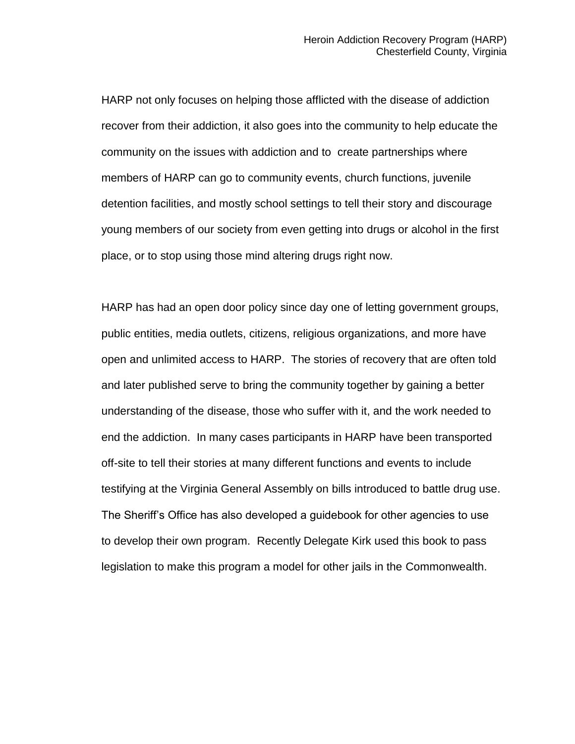HARP not only focuses on helping those afflicted with the disease of addiction recover from their addiction, it also goes into the community to help educate the community on the issues with addiction and to create partnerships where members of HARP can go to community events, church functions, juvenile detention facilities, and mostly school settings to tell their story and discourage young members of our society from even getting into drugs or alcohol in the first place, or to stop using those mind altering drugs right now.

HARP has had an open door policy since day one of letting government groups, public entities, media outlets, citizens, religious organizations, and more have open and unlimited access to HARP. The stories of recovery that are often told and later published serve to bring the community together by gaining a better understanding of the disease, those who suffer with it, and the work needed to end the addiction. In many cases participants in HARP have been transported off-site to tell their stories at many different functions and events to include testifying at the Virginia General Assembly on bills introduced to battle drug use. The Sheriff's Office has also developed a guidebook for other agencies to use to develop their own program. Recently Delegate Kirk used this book to pass legislation to make this program a model for other jails in the Commonwealth.